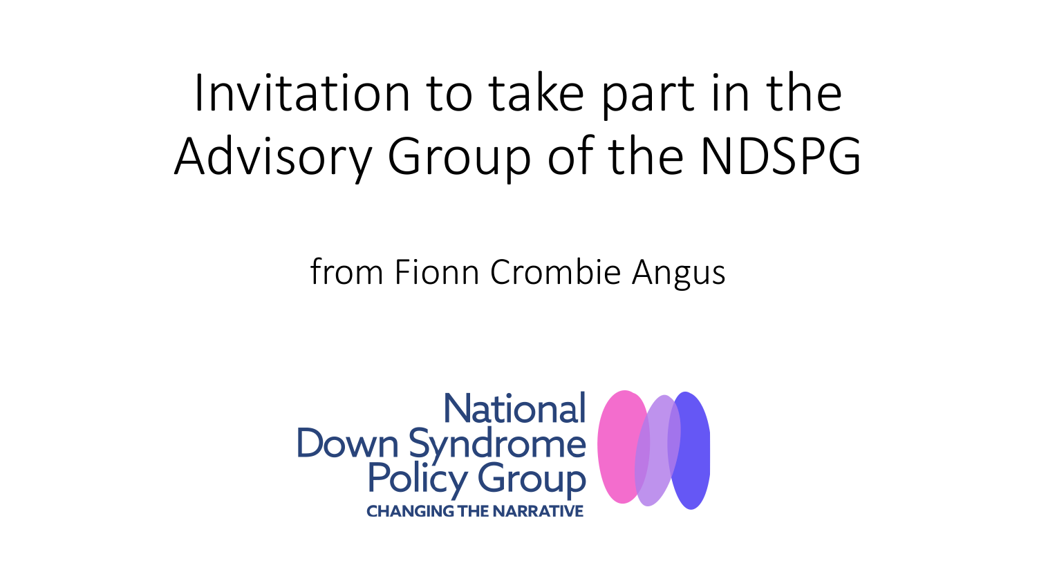# Invitation to take part in the Advisory Group of the NDSPG

from Fionn Crombie Angus

National Down Syndrome Policy Group

CHANGING THE NARRATIVE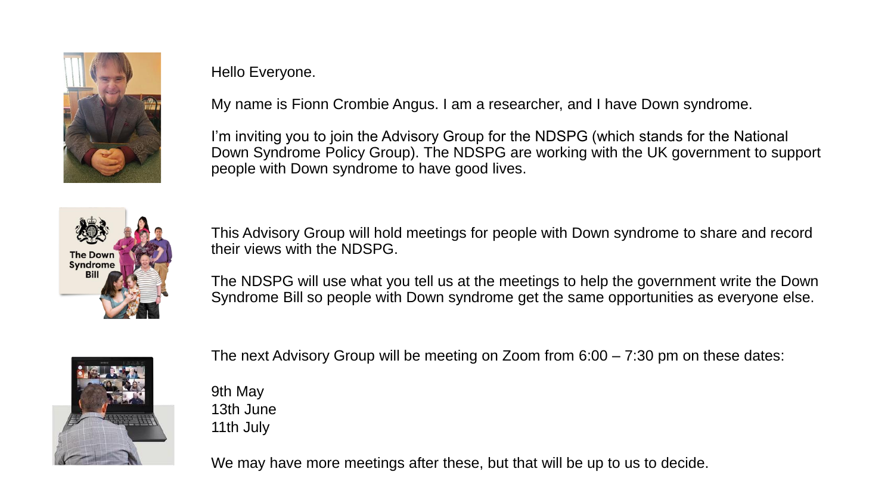Hello Everyone.

My name is Fionn Crombie Angus. I am a researcher, and I have Down syndrome.

I'm inviting you to join the Advisory Group for the NDSPG (which stands for the National Down Syndrome Policy Group). The NDSPG are working with the UK government to support people with Down syndrome to have good lives.

This Advisory Group will hold meetings for people with Down syndrome to share and record their views with the NDSPG.

The NDSPG will use what you tell us at the meetings to help the government write the Down Syndrome Bill so people with Down syndrome get the same opportunities as everyone else.

The next Advisory Group will be meeting on Zoom from 6:00 – 7:30 pm on these dates:

9th May
13th June
11th July

We may have more meetings after these, but that will be up to us to decide.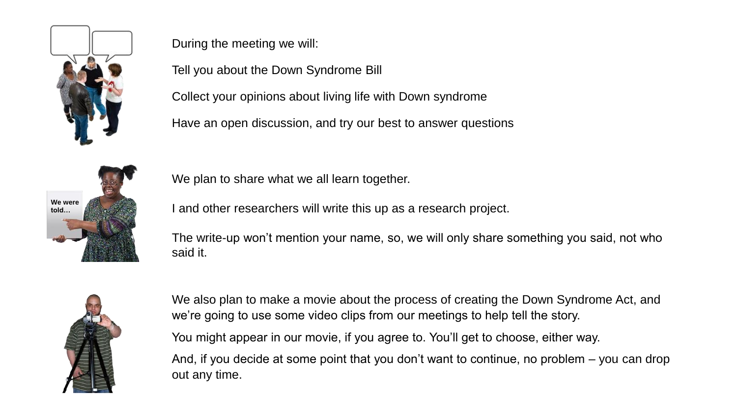During the meeting we will:

Tell you about the Down Syndrome Bill

Collect your opinions about living life with Down syndrome

Have an open discussion, and try our best to answer questions

We plan to share what we all learn together.

I and other researchers will write this up as a research project.

The write-up won't mention your name, so, we will only share something you said, not who said it.

We also plan to make a movie about the process of creating the Down Syndrome Act, and we're going to use some video clips from our meetings to help tell the story.

You might appear in our movie, if you agree to. You'll get to choose, either way.

And, if you decide at some point that you don't want to continue, no problem – you can drop out any time.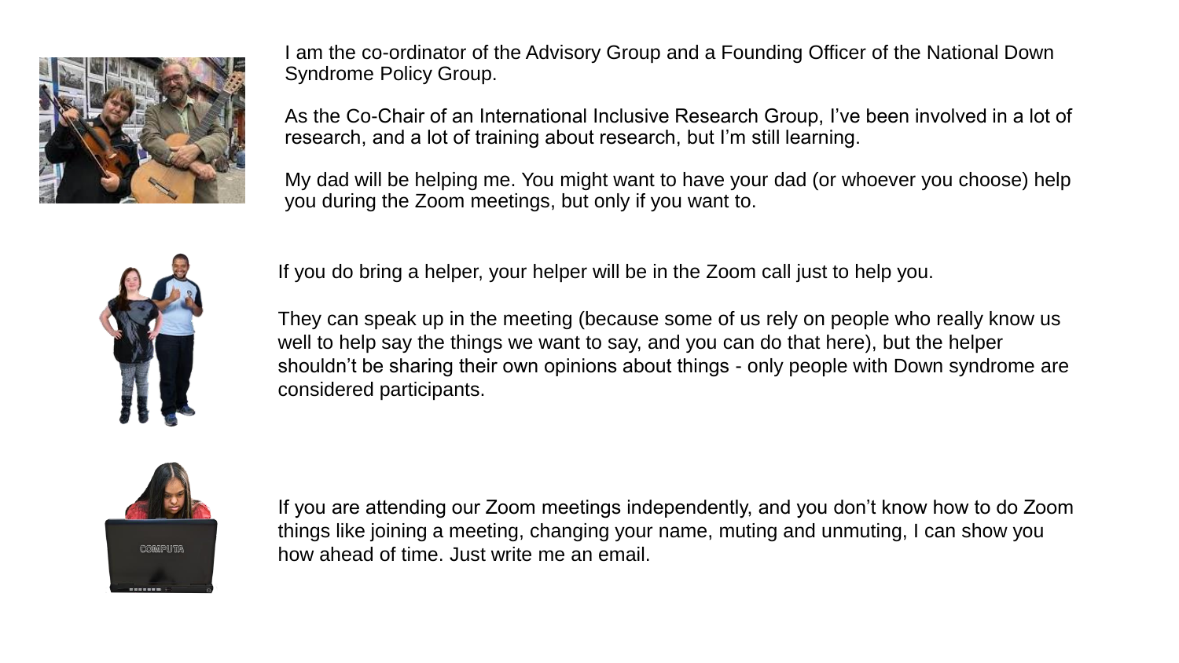I am the co-ordinator of the Advisory Group and a Founding Officer of the National Down Syndrome Policy Group.

As the Co-Chair of an International Inclusive Research Group, I've been involved in a lot of research, and a lot of training about research, but I'm still learning.

My dad will be helping me. You might want to have your dad (or whoever you choose) help you during the Zoom meetings, but only if you want to.

If you do bring a helper, your helper will be in the Zoom call just to help you.

They can speak up in the meeting (because some of us rely on people who really know us well to help say the things we want to say, and you can do that here), but the helper shouldn't be sharing their own opinions about things - only people with Down syndrome are considered participants.

If you are attending our Zoom meetings independently, and you don't know how to do Zoom things like joining a meeting, changing your name, muting and unmuting, I can show you how ahead of time. Just write me an email.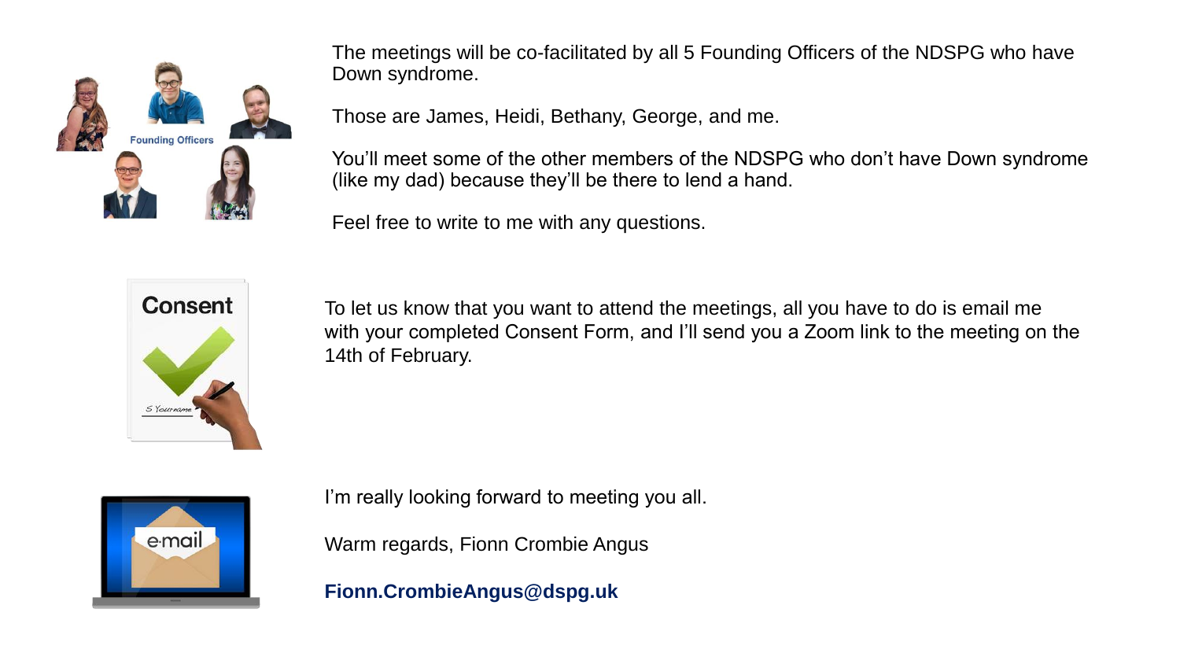The meetings will be co-facilitated by all 5 Founding Officers of the NDSPG who have Down syndrome.

Those are James, Heidi, Bethany, George, and me.

You'll meet some of the other members of the NDSPG who don't have Down syndrome (like my dad) because they'll be there to lend a hand.

Feel free to write to me with any questions.

To let us know that you want to attend the meetings, all you have to do is email me with your completed Consent Form, and I'll send you a Zoom link to the meeting on the 14th of February.

I'm really looking forward to meeting you all.

Warm regards, Fionn Crombie Angus

**Fionn.CrombieAngus@dspg.uk**